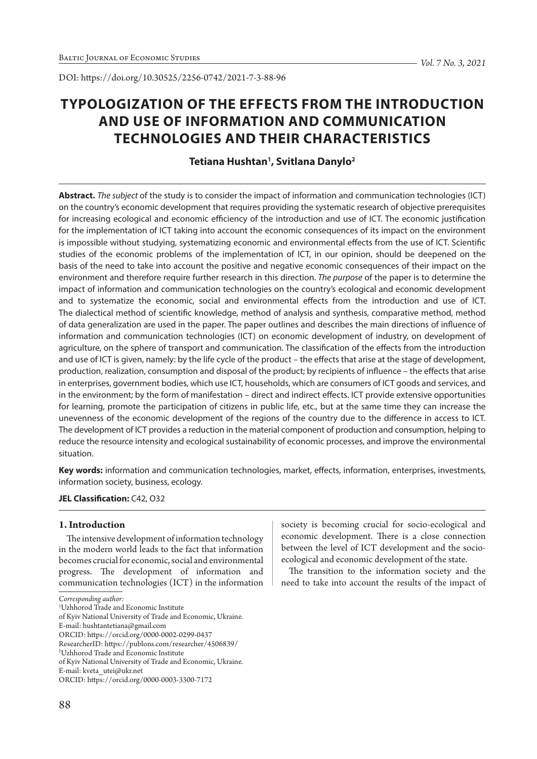DOI: https://doi.org/10.30525/2256-0742/2021-7-3-88-96

# TYPOLOGIZATION OF THE EFFECTS FROM THE INTRODUCTION AND USE OF INFORMATION AND COMMUNICATION TECHNOLOGIES AND THEIR CHARACTERISTICS

**Tetiana Hushtan[1], Svitlana Danylo[2]**

**Abstract.** *The subject* of the study is to consider the impact of information and communication technologies (ICT) on the country's economic development that requires providing the systematic research of objective prerequisites for increasing ecological and economic efficiency of the introduction and use of ICT. The economic justification for the implementation of ICT taking into account the economic consequences of its impact on the environment is impossible without studying, systematizing economic and environmental effects from the use of ICT. Scientific studies of the economic problems of the implementation of ICT, in our opinion, should be deepened on the basis of the need to take into account the positive and negative economic consequences of their impact on the environment and therefore require further research in this direction. *The purpose* of the paper is to determine the impact of information and communication technologies on the country's ecological and economic development and to systematize the economic, social and environmental effects from the introduction and use of ICT. The dialectical method of scientific knowledge, method of analysis and synthesis, comparative method, method of data generalization are used in the paper. The paper outlines and describes the main directions of influence of information and communication technologies (ICT) on economic development of industry, on development of agriculture, on the sphere of transport and communication. The classification of the effects from the introduction and use of ICT is given, namely: by the life cycle of the product – the effects that arise at the stage of development, production, realization, consumption and disposal of the product; by recipients of influence – the effects that arise in enterprises, government bodies, which use ICT, households, which are consumers of ICT goods and services, and in the environment; by the form of manifestation – direct and indirect effects. ICT provide extensive opportunities for learning, promote the participation of citizens in public life, etc., but at the same time they can increase the unevenness of the economic development of the regions of the country due to the difference in access to ICT. The development of ICT provides a reduction in the material component of production and consumption, helping to reduce the resource intensity and ecological sustainability of economic processes, and improve the environmental situation.

**Key words:** information and communication technologies, market, effects, information, enterprises, investments, information society, business, ecology.

**JEL Classification:** C42, O32

## 1. Introduction

The intensive development of information technology in the modern world leads to the fact that information becomes crucial for economic, social and environmental progress. The development of information and communication technologies (ICT) in the information society is becoming crucial for socio-ecological and economic development. There is a close connection between the level of ICT development and the socio-ecological and economic development of the state.

The transition to the information society and the need to take into account the results of the impact of

*Corresponding author:*
[1]Uzhhorod Trade and Economic Institute
of Kyiv National University of Trade and Economic, Ukraine.
E-mail: hushtantetiana@gmail.com
ORCID: https://orcid.org/0000-0002-0299-0437
ResearcherID: https://publons.com/researcher/4506839/
[2]Uzhhorod Trade and Economic Institute
of Kyiv National University of Trade and Economic, Ukraine.
E-mail: kveta_utei@ukr.net
ORCID: https://orcid.org/0000-0003-3300-7172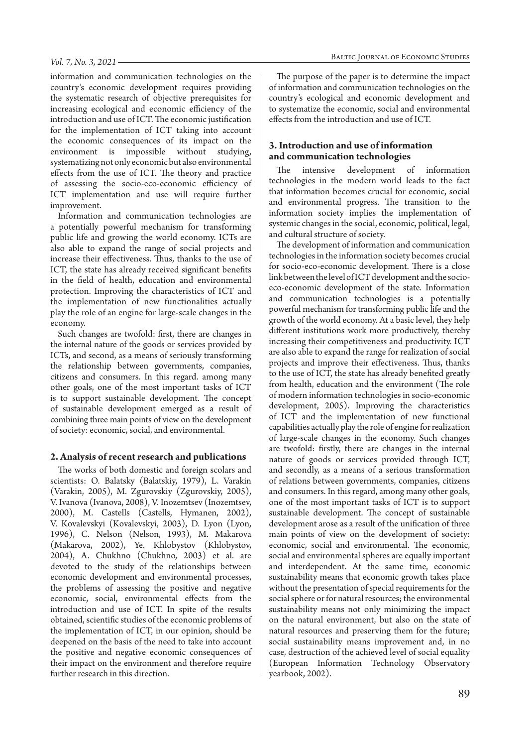information and communication technologies on the country's economic development requires providing the systematic research of objective prerequisites for increasing ecological and economic efficiency of the introduction and use of ICT. The economic justification for the implementation of ICT taking into account the economic consequences of its impact on the environment is impossible without studying, systematizing not only economic but also environmental effects from the use of ICT. The theory and practice of assessing the socio-eco-economic efficiency of ICT implementation and use will require further improvement.

Information and communication technologies are a potentially powerful mechanism for transforming public life and growing the world economy. ICTs are also able to expand the range of social projects and increase their effectiveness. Thus, thanks to the use of ICT, the state has already received significant benefits in the field of health, education and environmental protection. Improving the characteristics of ICT and the implementation of new functionalities actually play the role of an engine for large-scale changes in the economy.

Such changes are twofold: first, there are changes in the internal nature of the goods or services provided by ICTs, and second, as a means of seriously transforming the relationship between governments, companies, citizens and consumers. In this regard. among many other goals, one of the most important tasks of ICT is to support sustainable development. The concept of sustainable development emerged as a result of combining three main points of view on the development of society: economic, social, and environmental.

## 2. Analysis of recent research and publications

The works of both domestic and foreign scolars and scientists: O. Balatsky (Balatskiy, 1979), L. Varakin (Varakin, 2005), M. Zgurovskiy (Zgurovskiy, 2005), V. Ivanova (Ivanova, 2008), V. Inozemtsev (Inozemtsev, 2000), M. Castells (Castells, Hymanen, 2002), V. Kovalevskyi (Kovalevskyi, 2003), D. Lyon (Lyon, 1996), C. Nelson (Nelson, 1993), M. Makarova (Makarova, 2002), Ye. Khlobystov (Khlobystov, 2004), A. Chukhno (Chukhno, 2003) et al. are devoted to the study of the relationships between economic development and environmental processes, the problems of assessing the positive and negative economic, social, environmental effects from the introduction and use of ICT. In spite of the results obtained, scientific studies of the economic problems of the implementation of ICT, in our opinion, should be deepened on the basis of the need to take into account the positive and negative economic consequences of their impact on the environment and therefore require further research in this direction.

The purpose of the paper is to determine the impact of information and communication technologies on the country's ecological and economic development and to systematize the economic, social and environmental effects from the introduction and use of ICT.

## 3. Introduction and use of information and communication technologies

The intensive development of information technologies in the modern world leads to the fact that information becomes crucial for economic, social and environmental progress. The transition to the information society implies the implementation of systemic changes in the social, economic, political, legal, and cultural structure of society.

The development of information and communication technologies in the information society becomes crucial for socio-eco-economic development. There is a close link between the level of ICT development and the socio-eco-economic development of the state. Information and communication technologies is a potentially powerful mechanism for transforming public life and the growth of the world economy. At a basic level, they help different institutions work more productively, thereby increasing their competitiveness and productivity. ICT are also able to expand the range for realization of social projects and improve their effectiveness. Thus, thanks to the use of ICT, the state has already benefited greatly from health, education and the environment (The role of modern information technologies in socio-economic development, 2005). Improving the characteristics of ICT and the implementation of new functional capabilities actually play the role of engine for realization of large-scale changes in the economy. Such changes are twofold: firstly, there are changes in the internal nature of goods or services provided through ICT, and secondly, as a means of a serious transformation of relations between governments, companies, citizens and consumers. In this regard, among many other goals, one of the most important tasks of ICT is to support sustainable development. The concept of sustainable development arose as a result of the unification of three main points of view on the development of society: economic, social and environmental. The economic, social and environmental spheres are equally important and interdependent. At the same time, economic sustainability means that economic growth takes place without the presentation of special requirements for the social sphere or for natural resources; the environmental sustainability means not only minimizing the impact on the natural environment, but also on the state of natural resources and preserving them for the future; social sustainability means improvement and, in no case, destruction of the achieved level of social equality (European Information Technology Observatory yearbook, 2002).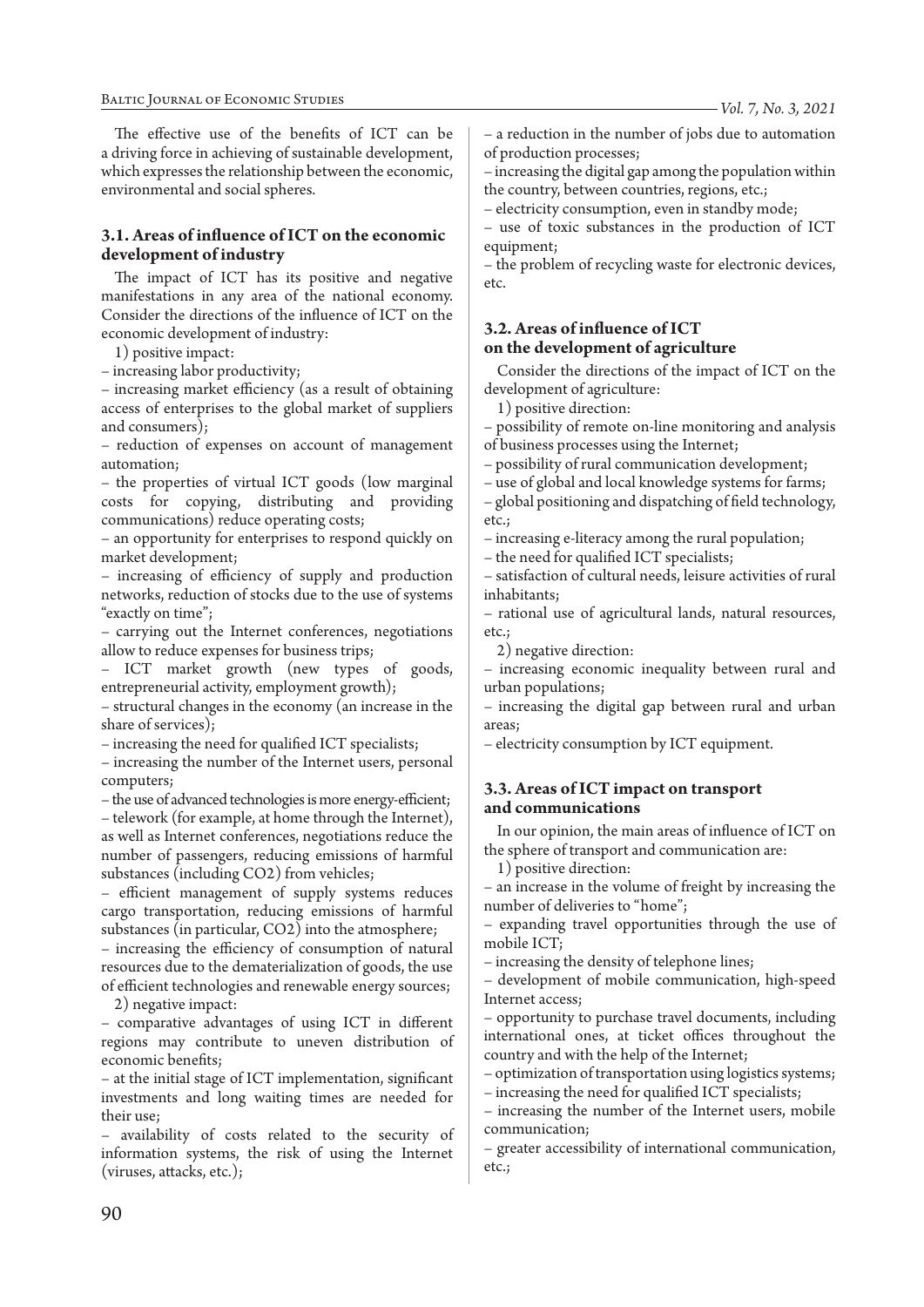The effective use of the benefits of ICT can be a driving force in achieving of sustainable development, which expresses the relationship between the economic, environmental and social spheres.

### 3.1. Areas of influence of ICT on the economic development of industry

The impact of ICT has its positive and negative manifestations in any area of the national economy. Consider the directions of the influence of ICT on the economic development of industry:

1) positive impact:

– increasing labor productivity;

– increasing market efficiency (as a result of obtaining access of enterprises to the global market of suppliers and consumers);

– reduction of expenses on account of management automation;

– the properties of virtual ICT goods (low marginal costs for copying, distributing and providing communications) reduce operating costs;

– an opportunity for enterprises to respond quickly on market development;

– increasing of efficiency of supply and production networks, reduction of stocks due to the use of systems "exactly on time";

– carrying out the Internet conferences, negotiations allow to reduce expenses for business trips;

– ICT market growth (new types of goods, entrepreneurial activity, employment growth);

– structural changes in the economy (an increase in the share of services);

– increasing the need for qualified ICT specialists;

– increasing the number of the Internet users, personal computers;

– the use of advanced technologies is more energy-efficient;

– telework (for example, at home through the Internet), as well as Internet conferences, negotiations reduce the number of passengers, reducing emissions of harmful substances (including $CO_2$) from vehicles;

– efficient management of supply systems reduces cargo transportation, reducing emissions of harmful substances (in particular, $CO_2$) into the atmosphere;

– increasing the efficiency of consumption of natural resources due to the dematerialization of goods, the use of efficient technologies and renewable energy sources;

2) negative impact:

– comparative advantages of using ICT in different regions may contribute to uneven distribution of economic benefits;

– at the initial stage of ICT implementation, significant investments and long waiting times are needed for their use;

– availability of costs related to the security of information systems, the risk of using the Internet (viruses, attacks, etc.);

– a reduction in the number of jobs due to automation of production processes;

– increasing the digital gap among the population within the country, between countries, regions, etc.;

– electricity consumption, even in standby mode;

– use of toxic substances in the production of ICT equipment;

– the problem of recycling waste for electronic devices, etc.

### 3.2. Areas of influence of ICT on the development of agriculture

Consider the directions of the impact of ICT on the development of agriculture:

1) positive direction:

– possibility of remote on-line monitoring and analysis of business processes using the Internet;

– possibility of rural communication development;

– use of global and local knowledge systems for farms;

– global positioning and dispatching of field technology, etc.;

– increasing e-literacy among the rural population;

– the need for qualified ICT specialists;

– satisfaction of cultural needs, leisure activities of rural inhabitants;

– rational use of agricultural lands, natural resources, etc.;

2) negative direction:

– increasing economic inequality between rural and urban populations;

– increasing the digital gap between rural and urban areas;

– electricity consumption by ICT equipment.

### 3.3. Areas of ICT impact on transport and communications

In our opinion, the main areas of influence of ICT on the sphere of transport and communication are:

1) positive direction:

– an increase in the volume of freight by increasing the number of deliveries to "home";

– expanding travel opportunities through the use of mobile ICT;

– increasing the density of telephone lines;

– development of mobile communication, high-speed Internet access;

– opportunity to purchase travel documents, including international ones, at ticket offices throughout the country and with the help of the Internet;

– optimization of transportation using logistics systems;

– increasing the need for qualified ICT specialists;

– increasing the number of the Internet users, mobile communication;

– greater accessibility of international communication, etc.;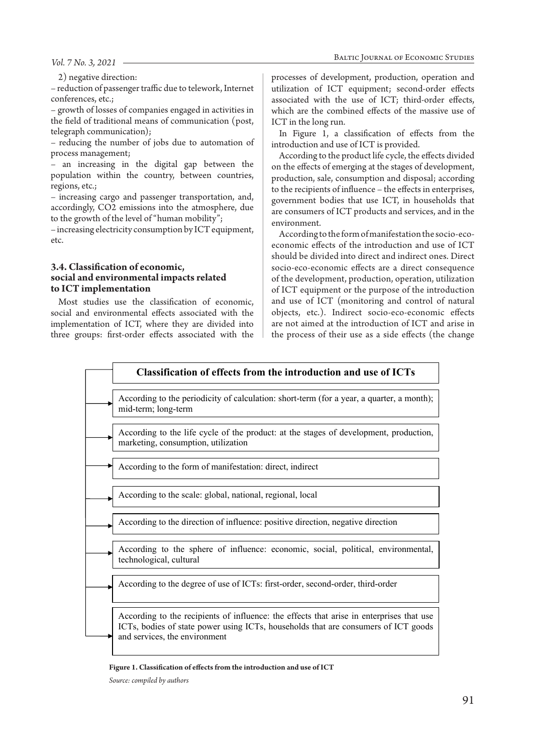2) negative direction:

– reduction of passenger traffic due to telework, Internet conferences, etc.;

– growth of losses of companies engaged in activities in the field of traditional means of communication (post, telegraph communication);

– reducing the number of jobs due to automation of process management;

– an increasing in the digital gap between the population within the country, between countries, regions, etc.;

– increasing cargo and passenger transportation, and, accordingly, $CO_2$ emissions into the atmosphere, due to the growth of the level of "human mobility";

– increasing electricity consumption by ICT equipment, etc.

### 3.4. Classification of economic, social and environmental impacts related to ICT implementation

Most studies use the classification of economic, social and environmental effects associated with the implementation of ICT, where they are divided into three groups: first-order effects associated with the processes of development, production, operation and utilization of ICT equipment; second-order effects associated with the use of ICT; third-order effects, which are the combined effects of the massive use of ICT in the long run.

In Figure 1, a classification of effects from the introduction and use of ICT is provided.

According to the product life cycle, the effects divided on the effects of emerging at the stages of development, production, sale, consumption and disposal; according to the recipients of influence – the effects in enterprises, government bodies that use ICT, in households that are consumers of ICT products and services, and in the environment.

According to the form of manifestation the socio-eco-economic effects of the introduction and use of ICT should be divided into direct and indirect ones. Direct socio-eco-economic effects are a direct consequence of the development, production, operation, utilization of ICT equipment or the purpose of the introduction and use of ICT (monitoring and control of natural objects, etc.). Indirect socio-eco-economic effects are not aimed at the introduction of ICT and arise in the process of their use as a side effects (the change

**Classification of effects from the introduction and use of ICTs**

- According to the periodicity of calculation: short-term (for a year, a quarter, a month); mid-term; long-term
- According to the life cycle of the product: at the stages of development, production, marketing, consumption, utilization
- According to the form of manifestation: direct, indirect
- According to the scale: global, national, regional, local
- According to the direction of influence: positive direction, negative direction
- According to the sphere of influence: economic, social, political, environmental, technological, cultural
- According to the degree of use of ICTs: first-order, second-order, third-order
- According to the recipients of influence: the effects that arise in enterprises that use ICTs, bodies of state power using ICTs, households that are consumers of ICT goods and services, the environment

**Figure 1. Classification of effects from the introduction and use of ICT**

*Source: compiled by authors*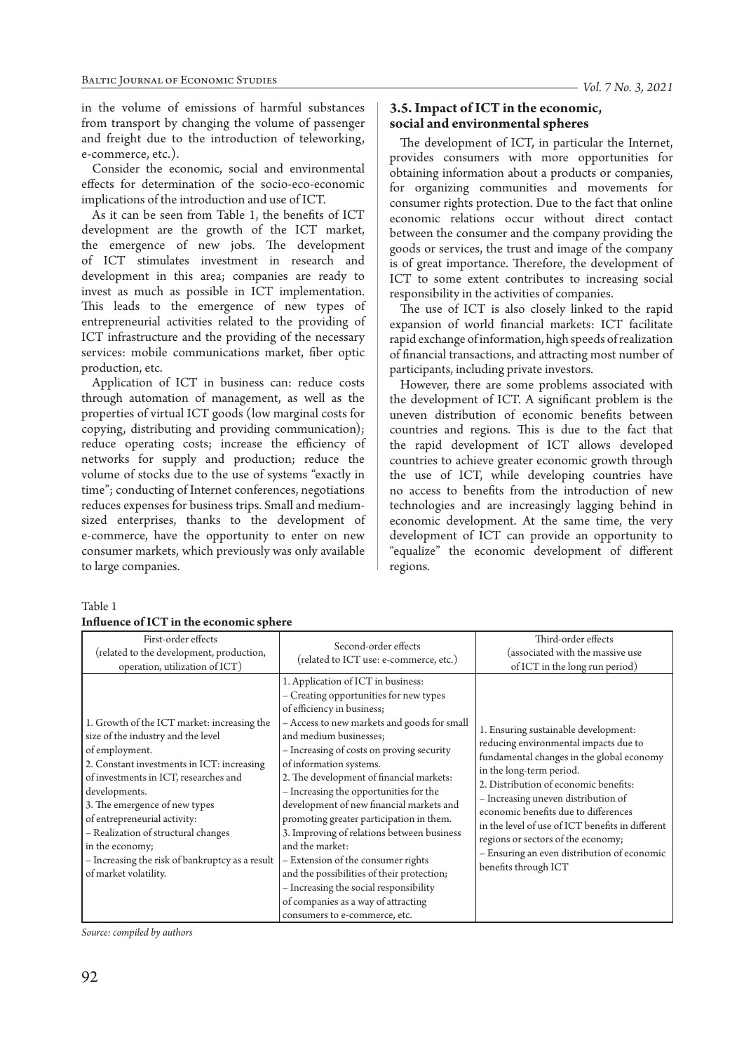in the volume of emissions of harmful substances from transport by changing the volume of passenger and freight due to the introduction of teleworking, e-commerce, etc.).

Consider the economic, social and environmental effects for determination of the socio-eco-economic implications of the introduction and use of ICT.

As it can be seen from Table 1, the benefits of ICT development are the growth of the ICT market, the emergence of new jobs. The development of ICT stimulates investment in research and development in this area; companies are ready to invest as much as possible in ICT implementation. This leads to the emergence of new types of entrepreneurial activities related to the providing of ICT infrastructure and the providing of the necessary services: mobile communications market, fiber optic production, etc.

Application of ICT in business can: reduce costs through automation of management, as well as the properties of virtual ICT goods (low marginal costs for copying, distributing and providing communication); reduce operating costs; increase the efficiency of networks for supply and production; reduce the volume of stocks due to the use of systems "exactly in time"; conducting of Internet conferences, negotiations reduces expenses for business trips. Small and medium-sized enterprises, thanks to the development of e-commerce, have the opportunity to enter on new consumer markets, which previously was only available to large companies.

### 3.5. Impact of ICT in the economic, social and environmental spheres

The development of ICT, in particular the Internet, provides consumers with more opportunities for obtaining information about a products or companies, for organizing communities and movements for consumer rights protection. Due to the fact that online economic relations occur without direct contact between the consumer and the company providing the goods or services, the trust and image of the company is of great importance. Therefore, the development of ICT to some extent contributes to increasing social responsibility in the activities of companies.

The use of ICT is also closely linked to the rapid expansion of world financial markets: ICT facilitate rapid exchange of information, high speeds of realization of financial transactions, and attracting most number of participants, including private investors.

However, there are some problems associated with the development of ICT. A significant problem is the uneven distribution of economic benefits between countries and regions. This is due to the fact that the rapid development of ICT allows developed countries to achieve greater economic growth through the use of ICT, while developing countries have no access to benefits from the introduction of new technologies and are increasingly lagging behind in economic development. At the same time, the very development of ICT can provide an opportunity to "equalize" the economic development of different regions.

Table 1
**Influence of ICT in the economic sphere**

| First-order effects (related to the development, production, operation, utilization of ICT) | Second-order effects (related to ICT use: e-commerce, etc.) | Third-order effects (associated with the massive use of ICT in the long run period) |
|---|---|---|
| 1. Growth of the ICT market: increasing the size of the industry and the level of employment.<br>2. Constant investments in ICT: increasing of investments in ICT, researches and developments.<br>3. The emergence of new types of entrepreneurial activity:<br>– Realization of structural changes in the economy;<br>– Increasing the risk of bankruptcy as a result of market volatility. | 1. Application of ICT in business:<br>– Creating opportunities for new types of efficiency in business;<br>– Access to new markets and goods for small and medium businesses;<br>– Increasing of costs on proving security of information systems.<br>2. The development of financial markets:<br>– Increasing the opportunities for the development of new financial markets and promoting greater participation in them.<br>3. Improving of relations between business and the market:<br>– Extension of the consumer rights and the possibilities of their protection;<br>– Increasing the social responsibility of companies as a way of attracting consumers to e-commerce, etc. | 1. Ensuring sustainable development: reducing environmental impacts due to fundamental changes in the global economy in the long-term period.<br>2. Distribution of economic benefits:<br>– Increasing uneven distribution of economic benefits due to differences in the level of use of ICT benefits in different regions or sectors of the economy;<br>– Ensuring an even distribution of economic benefits through ICT |

*Source: compiled by authors*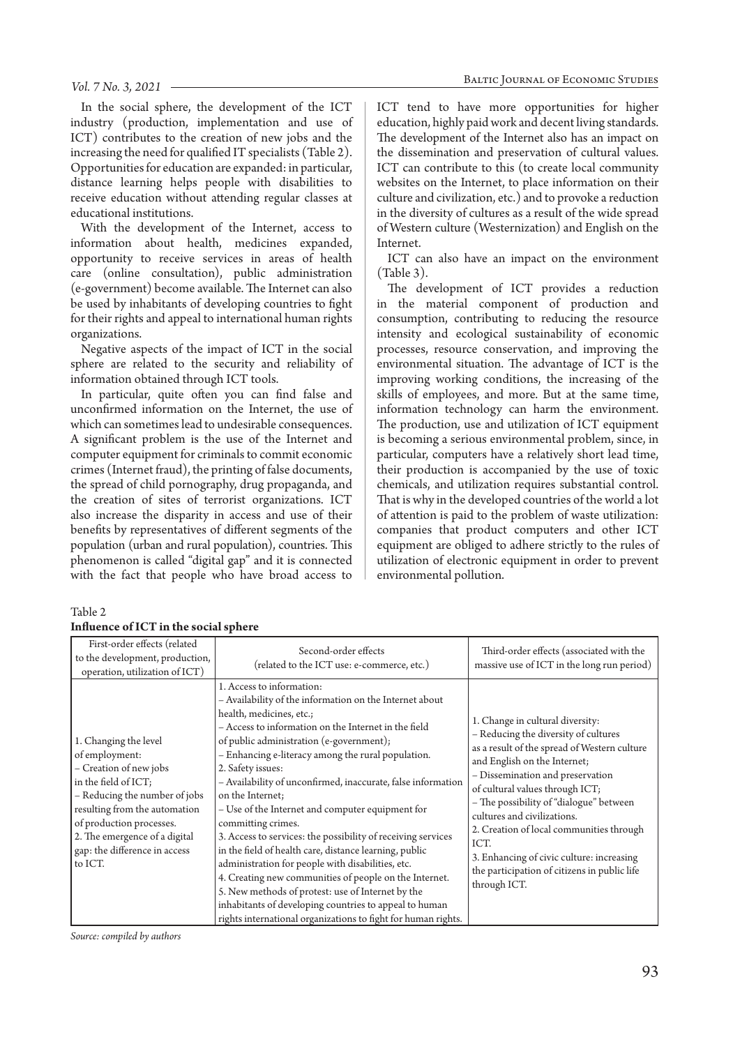In the social sphere, the development of the ICT industry (production, implementation and use of ICT) contributes to the creation of new jobs and the increasing the need for qualified IT specialists (Table 2). Opportunities for education are expanded: in particular, distance learning helps people with disabilities to receive education without attending regular classes at educational institutions.

With the development of the Internet, access to information about health, medicines expanded, opportunity to receive services in areas of health care (online consultation), public administration (e-government) become available. The Internet can also be used by inhabitants of developing countries to fight for their rights and appeal to international human rights organizations.

Negative aspects of the impact of ICT in the social sphere are related to the security and reliability of information obtained through ICT tools.

In particular, quite often you can find false and unconfirmed information on the Internet, the use of which can sometimes lead to undesirable consequences. A significant problem is the use of the Internet and computer equipment for criminals to commit economic crimes (Internet fraud), the printing of false documents, the spread of child pornography, drug propaganda, and the creation of sites of terrorist organizations. ICT also increase the disparity in access and use of their benefits by representatives of different segments of the population (urban and rural population), countries. This phenomenon is called "digital gap" and it is connected with the fact that people who have broad access to ICT tend to have more opportunities for higher education, highly paid work and decent living standards. The development of the Internet also has an impact on the dissemination and preservation of cultural values. ICT can contribute to this (to create local community websites on the Internet, to place information on their culture and civilization, etc.) and to provoke a reduction in the diversity of cultures as a result of the wide spread of Western culture (Westernization) and English on the Internet.

ICT can also have an impact on the environment (Table 3).

The development of ICT provides a reduction in the material component of production and consumption, contributing to reducing the resource intensity and ecological sustainability of economic processes, resource conservation, and improving the environmental situation. The advantage of ICT is the improving working conditions, the increasing of the skills of employees, and more. But at the same time, information technology can harm the environment. The production, use and utilization of ICT equipment is becoming a serious environmental problem, since, in particular, computers have a relatively short lead time, their production is accompanied by the use of toxic chemicals, and utilization requires substantial control. That is why in the developed countries of the world a lot of attention is paid to the problem of waste utilization: companies that product computers and other ICT equipment are obliged to adhere strictly to the rules of utilization of electronic equipment in order to prevent environmental pollution.

Table 2
**Influence of ICT in the social sphere**

| First-order effects (related to the development, production, operation, utilization of ICT) | Second-order effects (related to the ICT use: e-commerce, etc.) | Third-order effects (associated with the massive use of ICT in the long run period) |
|---|---|---|
| 1. Changing the level of employment:<br>– Creation of new jobs in the field of ICT;<br>– Reducing the number of jobs resulting from the automation of production processes.<br>2. The emergence of a digital gap: the difference in access to ICT. | 1. Access to information:<br>– Availability of the information on the Internet about health, medicines, etc.;<br>– Access to information on the Internet in the field of public administration (e-government);<br>– Enhancing e-literacy among the rural population.<br>2. Safety issues:<br>– Availability of unconfirmed, inaccurate, false information on the Internet;<br>– Use of the Internet and computer equipment for committing crimes.<br>3. Access to services: the possibility of receiving services in the field of health care, distance learning, public administration for people with disabilities, etc.<br>4. Creating new communities of people on the Internet.<br>5. New methods of protest: use of Internet by the inhabitants of developing countries to appeal to human rights international organizations to fight for human rights. | 1. Change in cultural diversity:<br>– Reducing the diversity of cultures as a result of the spread of Western culture and English on the Internet;<br>– Dissemination and preservation of cultural values through ICT;<br>– The possibility of "dialogue" between cultures and civilizations.<br>2. Creation of local communities through ICT.<br>3. Enhancing of civic culture: increasing the participation of citizens in public life through ICT. |

*Source: compiled by authors*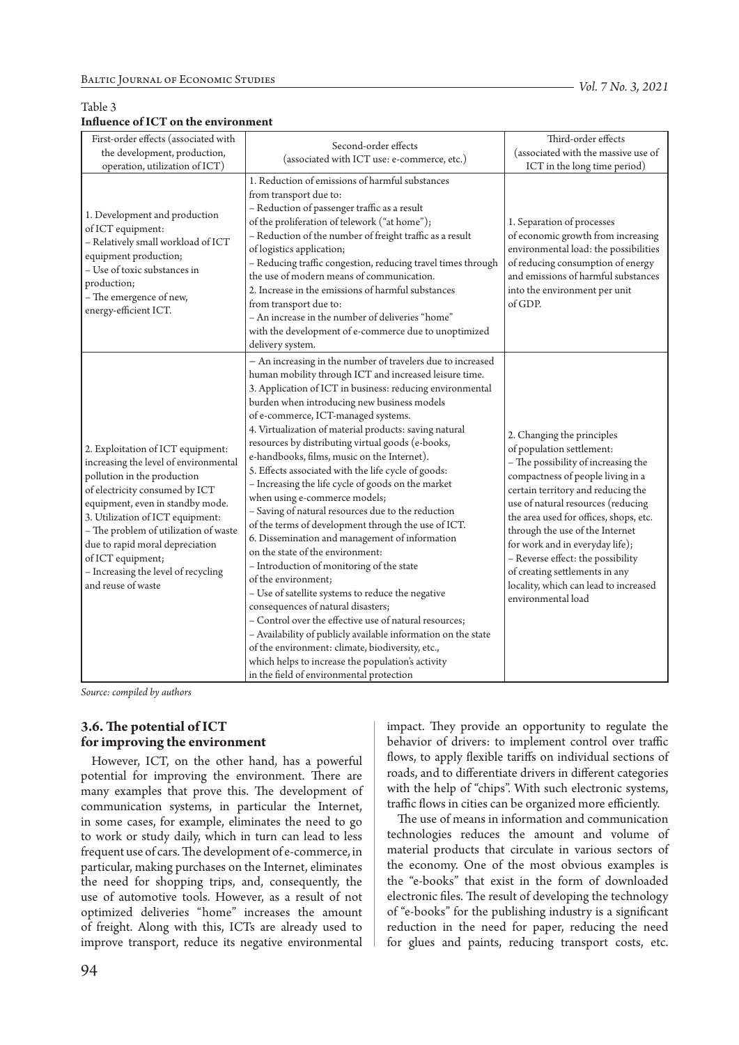Table 3
**Influence of ICT on the environment**

| First-order effects (associated with the development, production, operation, utilization of ICT) | Second-order effects (associated with ICT use: e-commerce, etc.) | Third-order effects (associated with the massive use of ICT in the long time period) |
|---|---|---|
| 1. Development and production of ICT equipment:<br>– Relatively small workload of ICT equipment production;<br>– Use of toxic substances in production;<br>– The emergence of new, energy-efficient ICT. | 1. Reduction of emissions of harmful substances from transport due to:<br>– Reduction of passenger traffic as a result of the proliferation of telework ("at home");<br>– Reduction of the number of freight traffic as a result of logistics application;<br>– Reducing traffic congestion, reducing travel times through the use of modern means of communication.<br>2. Increase in the emissions of harmful substances from transport due to:<br>– An increase in the number of deliveries "home" with the development of e-commerce due to unoptimized delivery system. | 1. Separation of processes of economic growth from increasing environmental load: the possibilities of reducing consumption of energy and emissions of harmful substances into the environment per unit of GDP. |
| 2. Exploitation of ICT equipment: increasing the level of environmental pollution in the production of electricity consumed by ICT equipment, even in standby mode.<br>3. Utilization of ICT equipment:<br>– The problem of utilization of waste due to rapid moral depreciation of ICT equipment;<br>– Increasing the level of recycling and reuse of waste | – An increasing in the number of travelers due to increased human mobility through ICT and increased leisure time.<br>3. Application of ICT in business: reducing environmental burden when introducing new business models of e-commerce, ICT-managed systems.<br>4. Virtualization of material products: saving natural resources by distributing virtual goods (e-books, e-handbooks, films, music on the Internet).<br>5. Effects associated with the life cycle of goods:<br>– Increasing the life cycle of goods on the market when using e-commerce models;<br>– Saving of natural resources due to the reduction of the terms of development through the use of ICT.<br>6. Dissemination and management of information on the state of the environment:<br>– Introduction of monitoring of the state of the environment;<br>– Use of satellite systems to reduce the negative consequences of natural disasters;<br>– Control over the effective use of natural resources;<br>– Availability of publicly available information on the state of the environment: climate, biodiversity, etc., which helps to increase the population's activity in the field of environmental protection | 2. Changing the principles of population settlement:<br>– The possibility of increasing the compactness of people living in a certain territory and reducing the use of natural resources (reducing the area used for offices, shops, etc. through the use of the Internet for work and in everyday life);<br>– Reverse effect: the possibility of creating settlements in any locality, which can lead to increased environmental load |

*Source: compiled by authors*

### 3.6. The potential of ICT for improving the environment

However, ICT, on the other hand, has a powerful potential for improving the environment. There are many examples that prove this. The development of communication systems, in particular the Internet, in some cases, for example, eliminates the need to go to work or study daily, which in turn can lead to less frequent use of cars. The development of e-commerce, in particular, making purchases on the Internet, eliminates the need for shopping trips, and, consequently, the use of automotive tools. However, as a result of not optimized deliveries "home" increases the amount of freight. Along with this, ICTs are already used to improve transport, reduce its negative environmental impact. They provide an opportunity to regulate the behavior of drivers: to implement control over traffic flows, to apply flexible tariffs on individual sections of roads, and to differentiate drivers in different categories with the help of "chips". With such electronic systems, traffic flows in cities can be organized more efficiently.

The use of means in information and communication technologies reduces the amount and volume of material products that circulate in various sectors of the economy. One of the most obvious examples is the "e-books" that exist in the form of downloaded electronic files. The result of developing the technology of "e-books" for the publishing industry is a significant reduction in the need for paper, reducing the need for glues and paints, reducing transport costs, etc.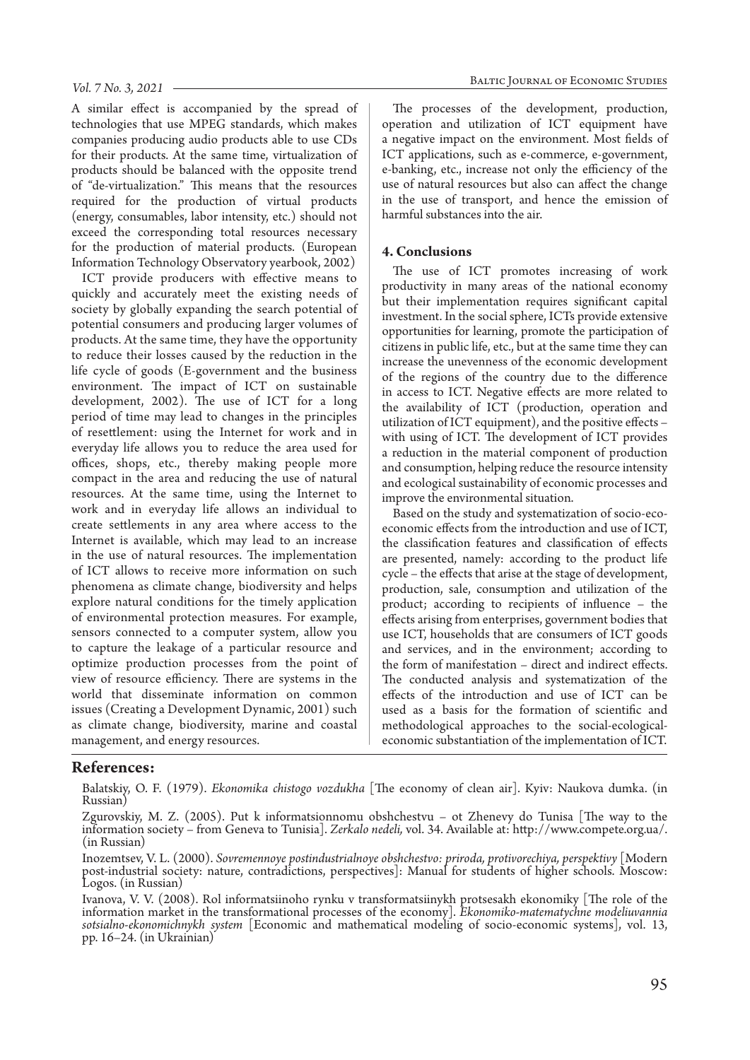A similar effect is accompanied by the spread of technologies that use MPEG standards, which makes companies producing audio products able to use CDs for their products. At the same time, virtualization of products should be balanced with the opposite trend of "de-virtualization." This means that the resources required for the production of virtual products (energy, consumables, labor intensity, etc.) should not exceed the corresponding total resources necessary for the production of material products. (European Information Technology Observatory yearbook, 2002)

ICT provide producers with effective means to quickly and accurately meet the existing needs of society by globally expanding the search potential of potential consumers and producing larger volumes of products. At the same time, they have the opportunity to reduce their losses caused by the reduction in the life cycle of goods (E-government and the business environment. The impact of ICT on sustainable development, 2002). The use of ICT for a long period of time may lead to changes in the principles of resettlement: using the Internet for work and in everyday life allows you to reduce the area used for offices, shops, etc., thereby making people more compact in the area and reducing the use of natural resources. At the same time, using the Internet to work and in everyday life allows an individual to create settlements in any area where access to the Internet is available, which may lead to an increase in the use of natural resources. The implementation of ICT allows to receive more information on such phenomena as climate change, biodiversity and helps explore natural conditions for the timely application of environmental protection measures. For example, sensors connected to a computer system, allow you to capture the leakage of a particular resource and optimize production processes from the point of view of resource efficiency. There are systems in the world that disseminate information on common issues (Creating a Development Dynamic, 2001) such as climate change, biodiversity, marine and coastal management, and energy resources.

The processes of the development, production, operation and utilization of ICT equipment have a negative impact on the environment. Most fields of ICT applications, such as e-commerce, e-government, e-banking, etc., increase not only the efficiency of the use of natural resources but also can affect the change in the use of transport, and hence the emission of harmful substances into the air.

### 4. Conclusions

The use of ICT promotes increasing of work productivity in many areas of the national economy but their implementation requires significant capital investment. In the social sphere, ICTs provide extensive opportunities for learning, promote the participation of citizens in public life, etc., but at the same time they can increase the unevenness of the economic development of the regions of the country due to the difference in access to ICT. Negative effects are more related to the availability of ICT (production, operation and utilization of ICT equipment), and the positive effects – with using of ICT. The development of ICT provides a reduction in the material component of production and consumption, helping reduce the resource intensity and ecological sustainability of economic processes and improve the environmental situation.

Based on the study and systematization of socio-eco-economic effects from the introduction and use of ICT, the classification features and classification of effects are presented, namely: according to the product life cycle – the effects that arise at the stage of development, production, sale, consumption and utilization of the product; according to recipients of influence – the effects arising from enterprises, government bodies that use ICT, households that are consumers of ICT goods and services, and in the environment; according to the form of manifestation – direct and indirect effects. The conducted analysis and systematization of the effects of the introduction and use of ICT can be used as a basis for the formation of scientific and methodological approaches to the social-ecological-economic substantiation of the implementation of ICT.

## References:

Balatskiy, O. F. (1979). *Ekonomika chistogo vozdukha* [The economy of clean air]. Kyiv: Naukova dumka. (in Russian)

Zgurovskiy, M. Z. (2005). Put k informatsionnomu obshchestvu – ot Zhenevy do Tunisa [The way to the information society – from Geneva to Tunisia]. *Zerkalo nedeli,* vol. 34. Available at: http://www.compete.org.ua/. (in Russian)

Inozemtsev, V. L. (2000). *Sovremennoye postindustrialnoye obshchestvo: priroda, protivorechiya, perspektivy* [Modern post-industrial society: nature, contradictions, perspectives]: Manual for students of higher schools. Moscow: Logos. (in Russian)

Ivanova, V. V. (2008). Rol informatsiinoho rynku v transformatsiinykh protsesakh ekonomiky [The role of the information market in the transformational processes of the economy]. *Ekonomiko-matematychne modeliuvannia sotsialno-ekonomichnykh system* [Economic and mathematical modeling of socio-economic systems], vol. 13, pp. 16–24. (in Ukrainian)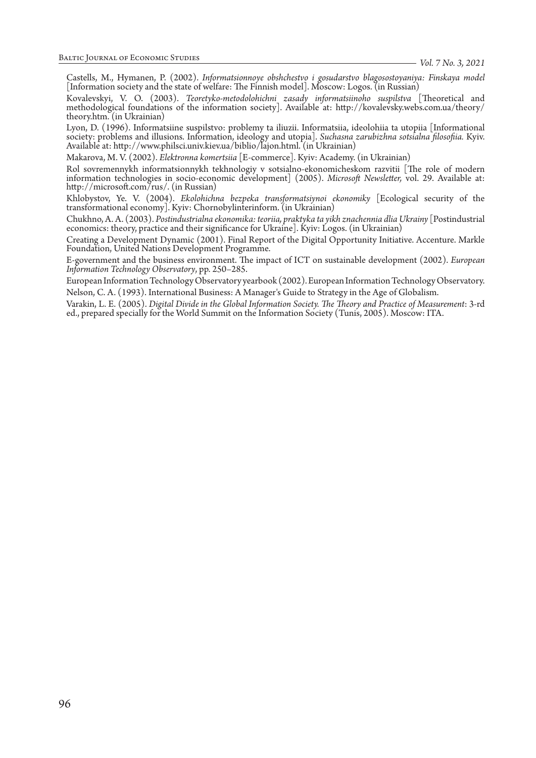Castells, M., Hymanen, P. (2002). *Informatsionnoye obshchestvo i gosudarstvo blagosostoyaniya: Finskaya model* [Information society and the state of welfare: The Finnish model]. Moscow: Logos. (in Russian)

Kovalevskyi, V. O. (2003). *Teoretyko-metodolohichni zasady informatsiinoho suspilstva* [Theoretical and methodological foundations of the information society]. Available at: http://kovalevsky.webs.com.ua/theory/theory.htm. (in Ukrainian)

Lyon, D. (1996). Informatsiine suspilstvo: problemy ta iliuzii. Informatsiia, ideolohiia ta utopiia [Informational society: problems and illusions. Information, ideology and utopia]. *Suchasna zarubizhna sotsialna filosofiia.* Kyiv. Available at: http://www.philsci.univ.kiev.ua/biblio/lajon.html. (in Ukrainian)

Makarova, M. V. (2002). *Elektronna komertsiia* [E-commerce]. Kyiv: Academy. (in Ukrainian)

Rol sovremennykh informatsionnykh tekhnologiy v sotsialno-ekonomicheskom razvitii [The role of modern information technologies in socio-economic development] (2005). *Microsoft Newsletter,* vol. 29. Available at: http://microsoft.com/rus/. (in Russian)

Khlobystov, Ye. V. (2004). *Ekolohichna bezpeka transformatsiynoi ekonomiky* [Ecological security of the transformational economy]. Kyiv: Chornobylinterinform. (in Ukrainian)

Chukhno, A. A. (2003). *Postindustrialna ekonomika: teoriia, praktyka ta yikh znachennia dlia Ukrainy* [Postindustrial economics: theory, practice and their significance for Ukraine]. Kyiv: Logos. (in Ukrainian)

Creating a Development Dynamic (2001). Final Report of the Digital Opportunity Initiative. Accenture. Markle Foundation, United Nations Development Programme.

E-government and the business environment. The impact of ICT on sustainable development (2002). *European Information Technology Observatory*, pp. 250–285.

European Information Technology Observatory yearbook (2002). European Information Technology Observatory.

Nelson, C. A. (1993). International Business: A Manager's Guide to Strategy in the Age of Globalism.

Varakin, L. E. (2005). *Digital Divide in the Global Information Society. The Theory and Practice of Measurement*: 3-rd ed., prepared specially for the World Summit on the Information Society (Tunis, 2005). Moscow: ITA.